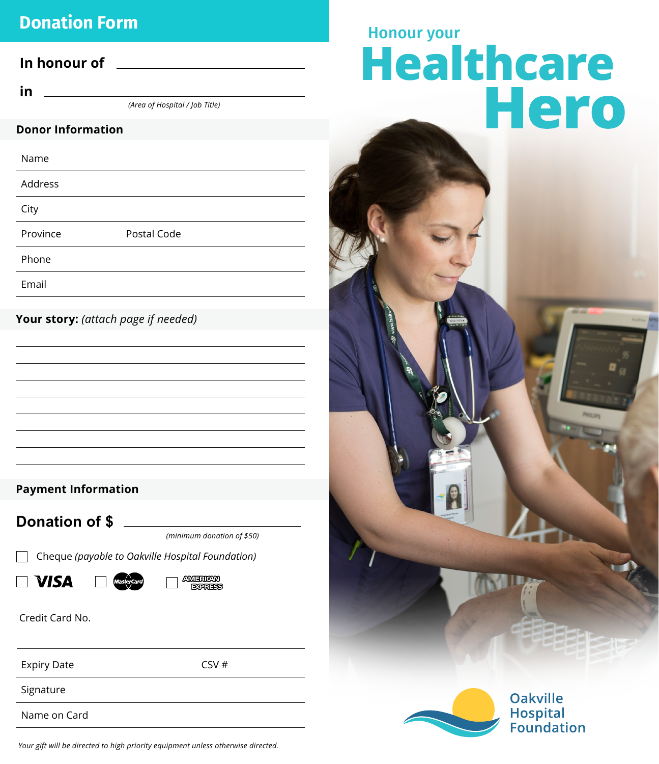# Donation Form

**In honour of** ______________________

**in** ______________________

*(Area of Hospital / Job Title)*

## Donor Information

Name

Address

City

Province Postal Code

Phone

Email

## Your story: *(attach page if needed)*

## Payment Information

**Donation of $** ______________________

*(minimum donation of $50)*

☐ Cheque *(payable to Oakville Hospital Foundation)*

☐ VISA ☐ MasterCard ☐ AMERICAN EXPRESS

Credit Card No.

Expiry Date CSV #

Signature

Name on Card

*Your gift will be directed to high priority equipment unless otherwise directed.*

Honour your

# Healthcare Hero

Oakville Hospital Foundation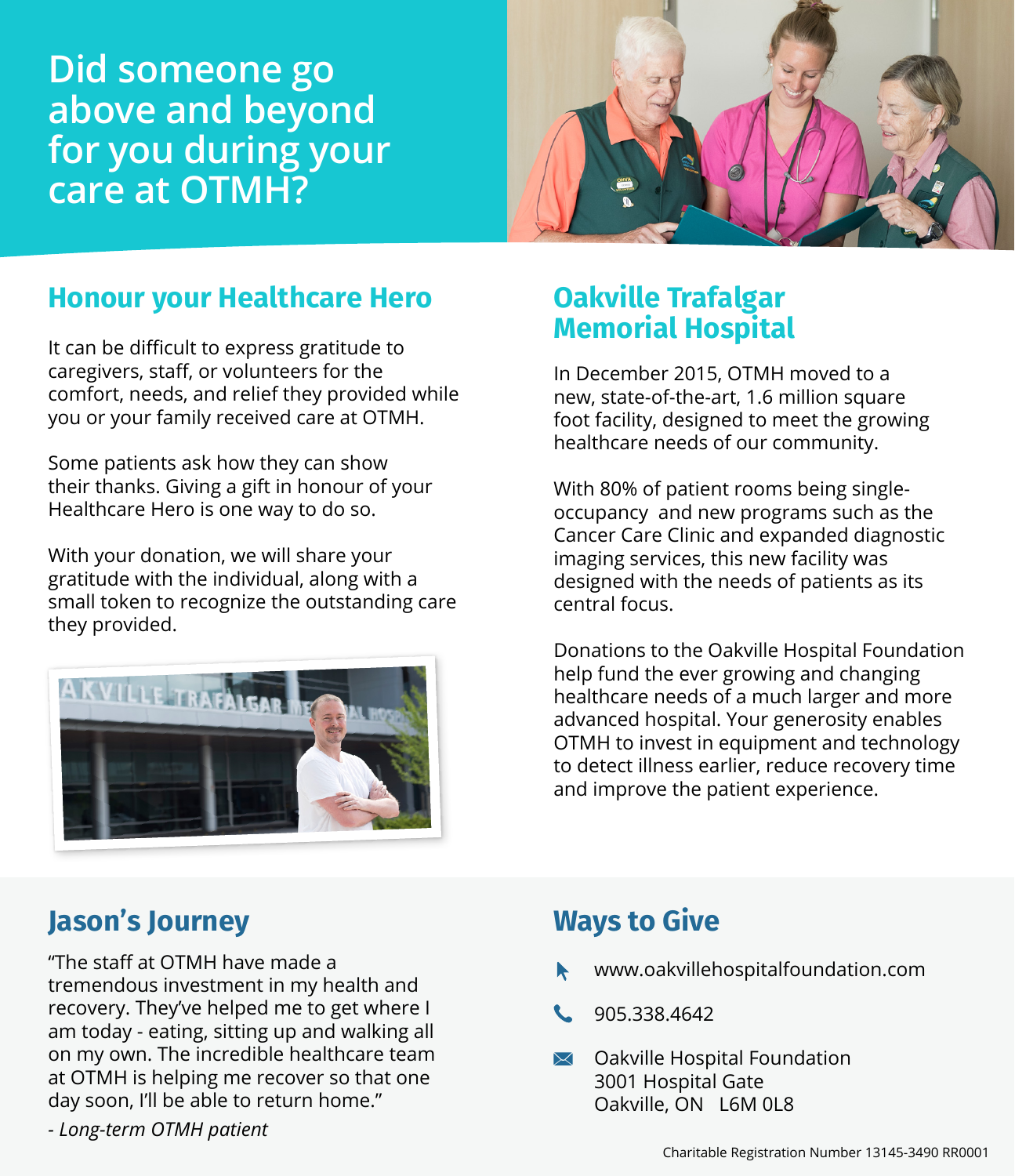# Did someone go above and beyond for you during your care at OTMH?

## Honour your Healthcare Hero

It can be difficult to express gratitude to caregivers, staff, or volunteers for the comfort, needs, and relief they provided while you or your family received care at OTMH.

Some patients ask how they can show their thanks. Giving a gift in honour of your Healthcare Hero is one way to do so.

With your donation, we will share your gratitude with the individual, along with a small token to recognize the outstanding care they provided.

## Oakville Trafalgar Memorial Hospital

In December 2015, OTMH moved to a new, state-of-the-art, 1.6 million square foot facility, designed to meet the growing healthcare needs of our community.

With 80% of patient rooms being single-occupancy and new programs such as the Cancer Care Clinic and expanded diagnostic imaging services, this new facility was designed with the needs of patients as its central focus.

Donations to the Oakville Hospital Foundation help fund the ever growing and changing healthcare needs of a much larger and more advanced hospital. Your generosity enables OTMH to invest in equipment and technology to detect illness earlier, reduce recovery time and improve the patient experience.

## Jason's Journey

"The staff at OTMH have made a tremendous investment in my health and recovery. They've helped me to get where I am today - eating, sitting up and walking all on my own. The incredible healthcare team at OTMH is helping me recover so that one day soon, I'll be able to return home."

*- Long-term OTMH patient*

## Ways to Give

- www.oakvillehospitalfoundation.com
- 905.338.4642
- Oakville Hospital Foundation  
  3001 Hospital Gate  
  Oakville, ON L6M 0L8

Charitable Registration Number 13145-3490 RR0001